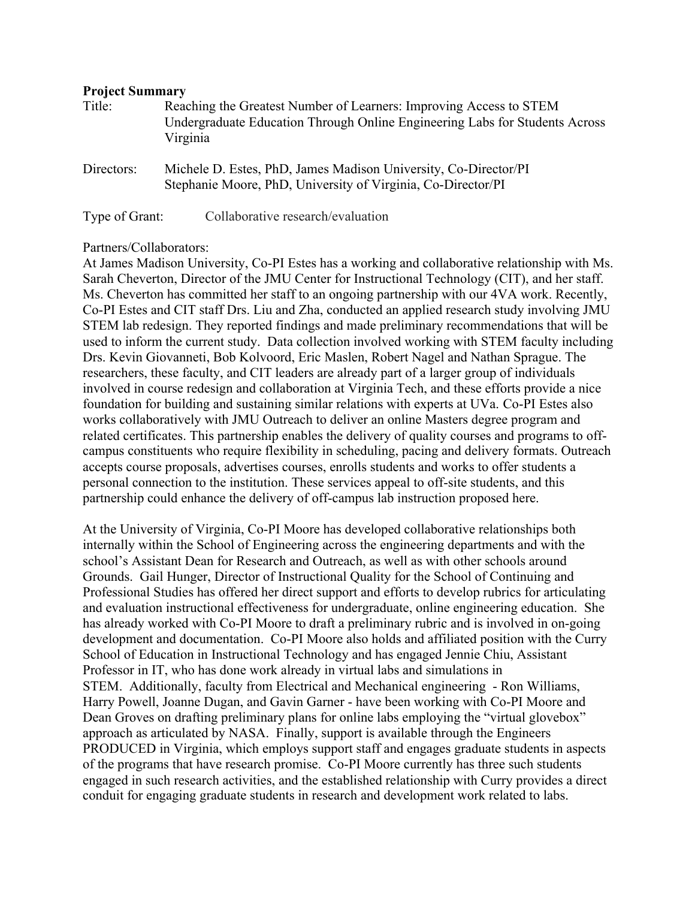**Project Summary**

Title: Reaching the Greatest Number of Learners: Improving Access to STEM Undergraduate Education Through Online Engineering Labs for Students Across Virginia

Directors: Michele D. Estes, PhD, James Madison University, Co-Director/PI
Stephanie Moore, PhD, University of Virginia, Co-Director/PI

Type of Grant: Collaborative research/evaluation

Partners/Collaborators:

At James Madison University, Co-PI Estes has a working and collaborative relationship with Ms. Sarah Cheverton, Director of the JMU Center for Instructional Technology (CIT), and her staff. Ms. Cheverton has committed her staff to an ongoing partnership with our 4VA work. Recently, Co-PI Estes and CIT staff Drs. Liu and Zha, conducted an applied research study involving JMU STEM lab redesign. They reported findings and made preliminary recommendations that will be used to inform the current study. Data collection involved working with STEM faculty including Drs. Kevin Giovanneti, Bob Kolvoord, Eric Maslen, Robert Nagel and Nathan Sprague. The researchers, these faculty, and CIT leaders are already part of a larger group of individuals involved in course redesign and collaboration at Virginia Tech, and these efforts provide a nice foundation for building and sustaining similar relations with experts at UVa. Co-PI Estes also works collaboratively with JMU Outreach to deliver an online Masters degree program and related certificates. This partnership enables the delivery of quality courses and programs to off-campus constituents who require flexibility in scheduling, pacing and delivery formats. Outreach accepts course proposals, advertises courses, enrolls students and works to offer students a personal connection to the institution. These services appeal to off-site students, and this partnership could enhance the delivery of off-campus lab instruction proposed here.

At the University of Virginia, Co-PI Moore has developed collaborative relationships both internally within the School of Engineering across the engineering departments and with the school's Assistant Dean for Research and Outreach, as well as with other schools around Grounds. Gail Hunger, Director of Instructional Quality for the School of Continuing and Professional Studies has offered her direct support and efforts to develop rubrics for articulating and evaluation instructional effectiveness for undergraduate, online engineering education. She has already worked with Co-PI Moore to draft a preliminary rubric and is involved in on-going development and documentation. Co-PI Moore also holds and affiliated position with the Curry School of Education in Instructional Technology and has engaged Jennie Chiu, Assistant Professor in IT, who has done work already in virtual labs and simulations in STEM. Additionally, faculty from Electrical and Mechanical engineering - Ron Williams, Harry Powell, Joanne Dugan, and Gavin Garner - have been working with Co-PI Moore and Dean Groves on drafting preliminary plans for online labs employing the "virtual glovebox" approach as articulated by NASA. Finally, support is available through the Engineers PRODUCED in Virginia, which employs support staff and engages graduate students in aspects of the programs that have research promise. Co-PI Moore currently has three such students engaged in such research activities, and the established relationship with Curry provides a direct conduit for engaging graduate students in research and development work related to labs.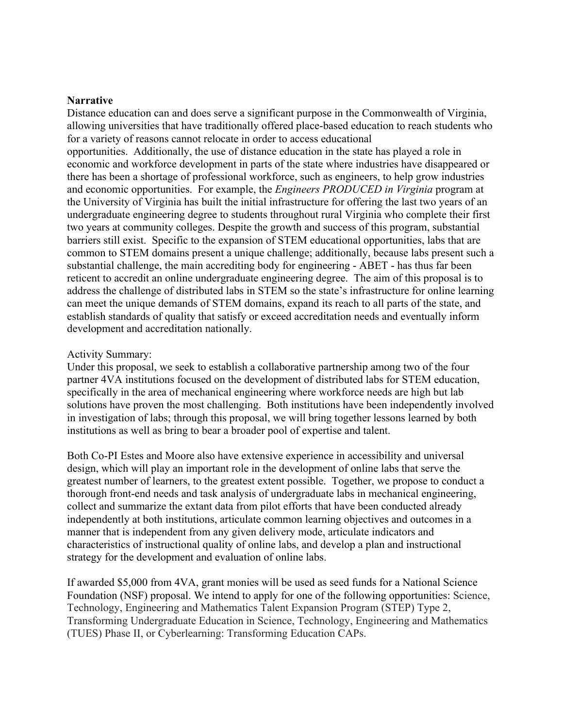**Narrative**

Distance education can and does serve a significant purpose in the Commonwealth of Virginia, allowing universities that have traditionally offered place-based education to reach students who for a variety of reasons cannot relocate in order to access educational opportunities. Additionally, the use of distance education in the state has played a role in economic and workforce development in parts of the state where industries have disappeared or there has been a shortage of professional workforce, such as engineers, to help grow industries and economic opportunities. For example, the *Engineers PRODUCED in Virginia* program at the University of Virginia has built the initial infrastructure for offering the last two years of an undergraduate engineering degree to students throughout rural Virginia who complete their first two years at community colleges. Despite the growth and success of this program, substantial barriers still exist. Specific to the expansion of STEM educational opportunities, labs that are common to STEM domains present a unique challenge; additionally, because labs present such a substantial challenge, the main accrediting body for engineering - ABET - has thus far been reticent to accredit an online undergraduate engineering degree. The aim of this proposal is to address the challenge of distributed labs in STEM so the state's infrastructure for online learning can meet the unique demands of STEM domains, expand its reach to all parts of the state, and establish standards of quality that satisfy or exceed accreditation needs and eventually inform development and accreditation nationally.

Activity Summary:

Under this proposal, we seek to establish a collaborative partnership among two of the four partner 4VA institutions focused on the development of distributed labs for STEM education, specifically in the area of mechanical engineering where workforce needs are high but lab solutions have proven the most challenging. Both institutions have been independently involved in investigation of labs; through this proposal, we will bring together lessons learned by both institutions as well as bring to bear a broader pool of expertise and talent.

Both Co-PI Estes and Moore also have extensive experience in accessibility and universal design, which will play an important role in the development of online labs that serve the greatest number of learners, to the greatest extent possible. Together, we propose to conduct a thorough front-end needs and task analysis of undergraduate labs in mechanical engineering, collect and summarize the extant data from pilot efforts that have been conducted already independently at both institutions, articulate common learning objectives and outcomes in a manner that is independent from any given delivery mode, articulate indicators and characteristics of instructional quality of online labs, and develop a plan and instructional strategy for the development and evaluation of online labs.

If awarded $5,000 from 4VA, grant monies will be used as seed funds for a National Science Foundation (NSF) proposal. We intend to apply for one of the following opportunities: Science, Technology, Engineering and Mathematics Talent Expansion Program (STEP) Type 2, Transforming Undergraduate Education in Science, Technology, Engineering and Mathematics (TUES) Phase II, or Cyberlearning: Transforming Education CAPs.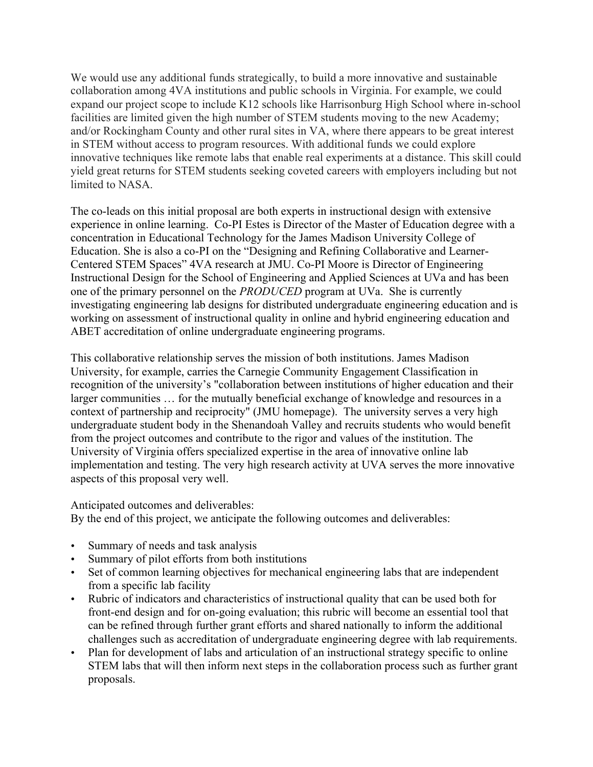We would use any additional funds strategically, to build a more innovative and sustainable collaboration among 4VA institutions and public schools in Virginia. For example, we could expand our project scope to include K12 schools like Harrisonburg High School where in-school facilities are limited given the high number of STEM students moving to the new Academy; and/or Rockingham County and other rural sites in VA, where there appears to be great interest in STEM without access to program resources. With additional funds we could explore innovative techniques like remote labs that enable real experiments at a distance. This skill could yield great returns for STEM students seeking coveted careers with employers including but not limited to NASA.

The co-leads on this initial proposal are both experts in instructional design with extensive experience in online learning. Co-PI Estes is Director of the Master of Education degree with a concentration in Educational Technology for the James Madison University College of Education. She is also a co-PI on the "Designing and Refining Collaborative and Learner-Centered STEM Spaces" 4VA research at JMU. Co-PI Moore is Director of Engineering Instructional Design for the School of Engineering and Applied Sciences at UVa and has been one of the primary personnel on the *PRODUCED* program at UVa. She is currently investigating engineering lab designs for distributed undergraduate engineering education and is working on assessment of instructional quality in online and hybrid engineering education and ABET accreditation of online undergraduate engineering programs.

This collaborative relationship serves the mission of both institutions. James Madison University, for example, carries the Carnegie Community Engagement Classification in recognition of the university's "collaboration between institutions of higher education and their larger communities … for the mutually beneficial exchange of knowledge and resources in a context of partnership and reciprocity" (JMU homepage). The university serves a very high undergraduate student body in the Shenandoah Valley and recruits students who would benefit from the project outcomes and contribute to the rigor and values of the institution. The University of Virginia offers specialized expertise in the area of innovative online lab implementation and testing. The very high research activity at UVA serves the more innovative aspects of this proposal very well.

Anticipated outcomes and deliverables:
By the end of this project, we anticipate the following outcomes and deliverables:

- Summary of needs and task analysis
- Summary of pilot efforts from both institutions
- Set of common learning objectives for mechanical engineering labs that are independent from a specific lab facility
- Rubric of indicators and characteristics of instructional quality that can be used both for front-end design and for on-going evaluation; this rubric will become an essential tool that can be refined through further grant efforts and shared nationally to inform the additional challenges such as accreditation of undergraduate engineering degree with lab requirements.
- Plan for development of labs and articulation of an instructional strategy specific to online STEM labs that will then inform next steps in the collaboration process such as further grant proposals.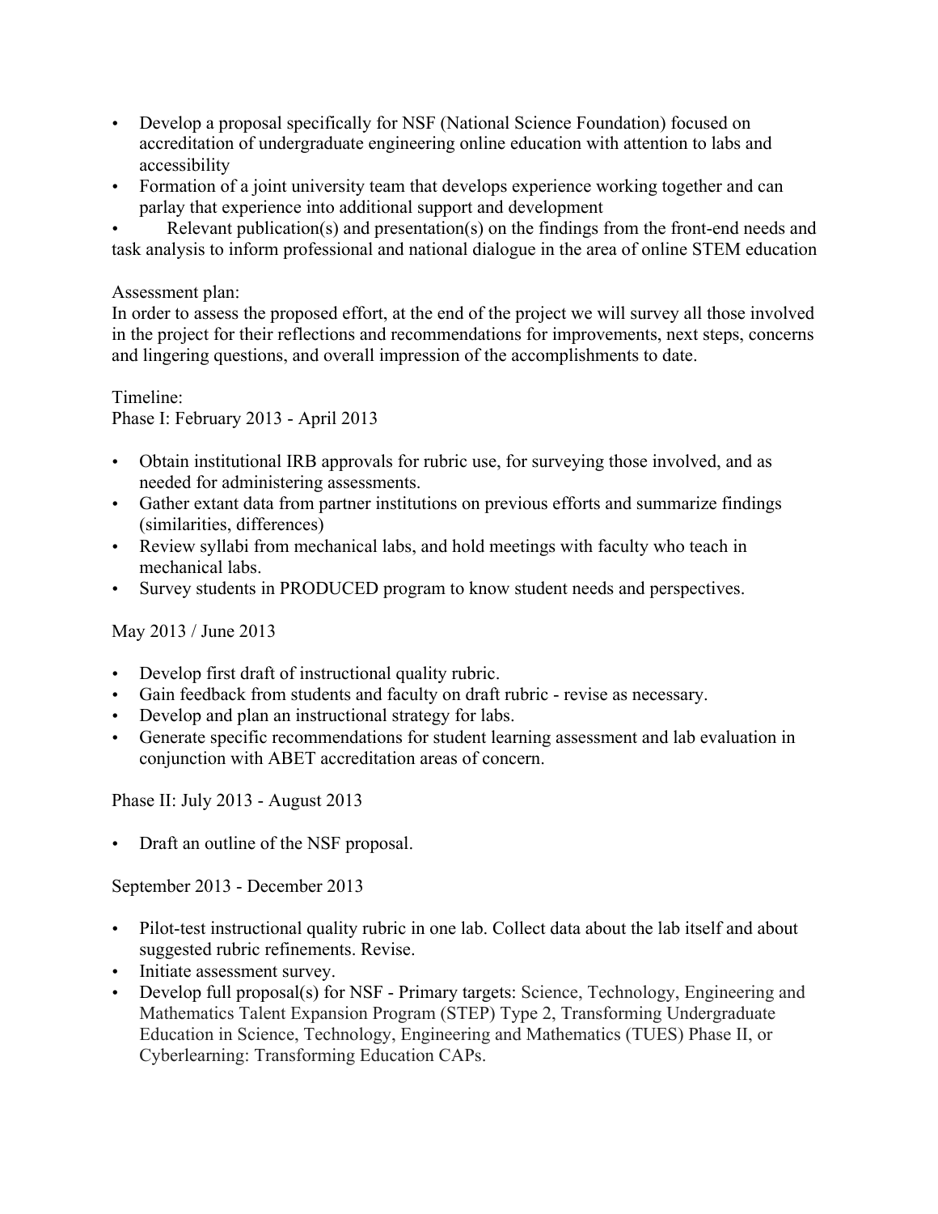- Develop a proposal specifically for NSF (National Science Foundation) focused on accreditation of undergraduate engineering online education with attention to labs and accessibility
- Formation of a joint university team that develops experience working together and can parlay that experience into additional support and development
- Relevant publication(s) and presentation(s) on the findings from the front-end needs and task analysis to inform professional and national dialogue in the area of online STEM education

Assessment plan:
In order to assess the proposed effort, at the end of the project we will survey all those involved in the project for their reflections and recommendations for improvements, next steps, concerns and lingering questions, and overall impression of the accomplishments to date.

Timeline:
Phase I: February 2013 - April 2013

- Obtain institutional IRB approvals for rubric use, for surveying those involved, and as needed for administering assessments.
- Gather extant data from partner institutions on previous efforts and summarize findings (similarities, differences)
- Review syllabi from mechanical labs, and hold meetings with faculty who teach in mechanical labs.
- Survey students in PRODUCED program to know student needs and perspectives.

May 2013 / June 2013

- Develop first draft of instructional quality rubric.
- Gain feedback from students and faculty on draft rubric - revise as necessary.
- Develop and plan an instructional strategy for labs.
- Generate specific recommendations for student learning assessment and lab evaluation in conjunction with ABET accreditation areas of concern.

Phase II: July 2013 - August 2013

- Draft an outline of the NSF proposal.

September 2013 - December 2013

- Pilot-test instructional quality rubric in one lab. Collect data about the lab itself and about suggested rubric refinements. Revise.
- Initiate assessment survey.
- Develop full proposal(s) for NSF - Primary targets: Science, Technology, Engineering and Mathematics Talent Expansion Program (STEP) Type 2, Transforming Undergraduate Education in Science, Technology, Engineering and Mathematics (TUES) Phase II, or Cyberlearning: Transforming Education CAPs.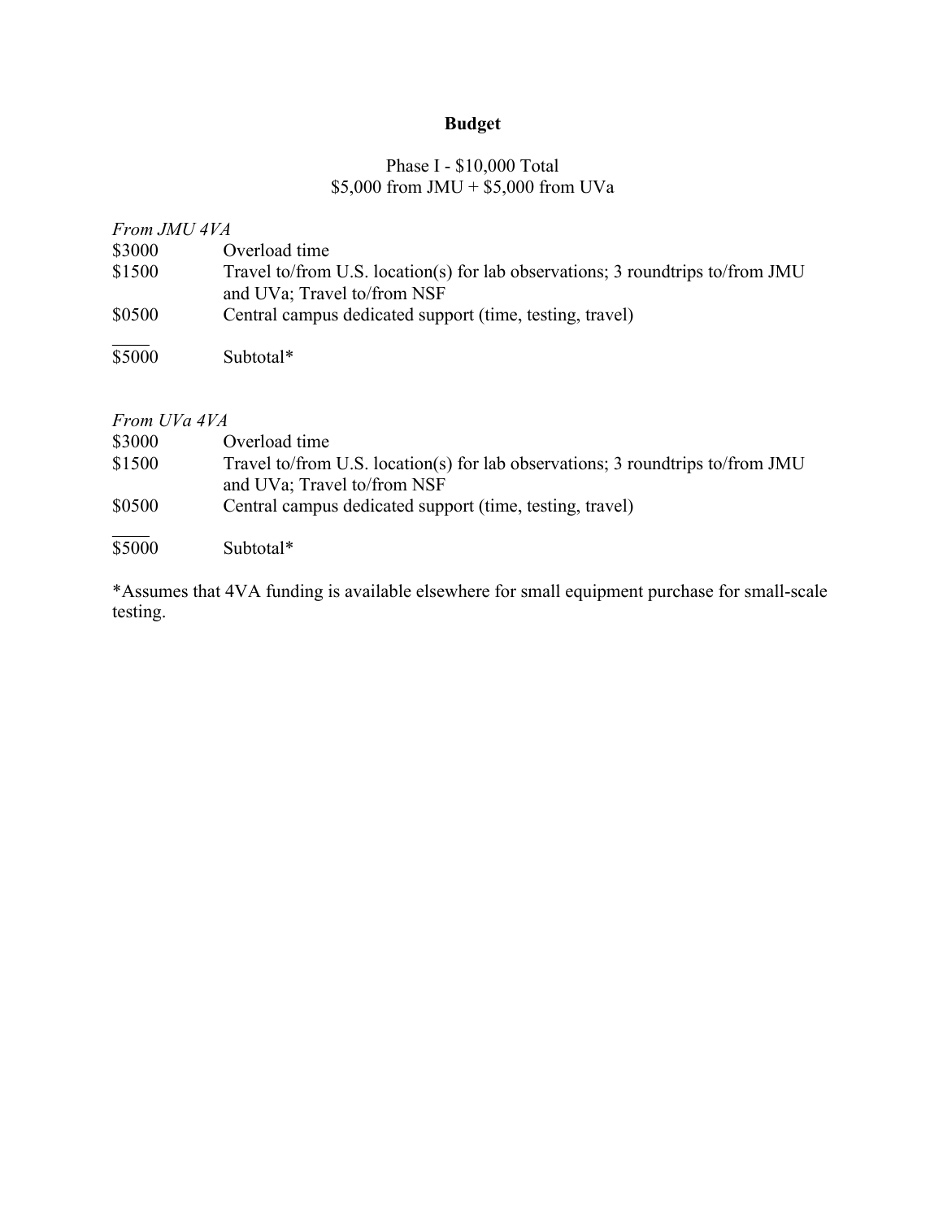# Budget

Phase I - $10,000 Total
$5,000 from JMU + $5,000 from UVa

*From JMU 4VA*

| | |
|---|---|
| $3000 | Overload time |
| $1500 | Travel to/from U.S. location(s) for lab observations; 3 roundtrips to/from JMU and UVa; Travel to/from NSF |
| $0500 | Central campus dedicated support (time, testing, travel) |
| $5000 | Subtotal* |

*From UVa 4VA*

| | |
|---|---|
| $3000 | Overload time |
| $1500 | Travel to/from U.S. location(s) for lab observations; 3 roundtrips to/from JMU and UVa; Travel to/from NSF |
| $0500 | Central campus dedicated support (time, testing, travel) |
| $5000 | Subtotal* |

*Assumes that 4VA funding is available elsewhere for small equipment purchase for small-scale testing.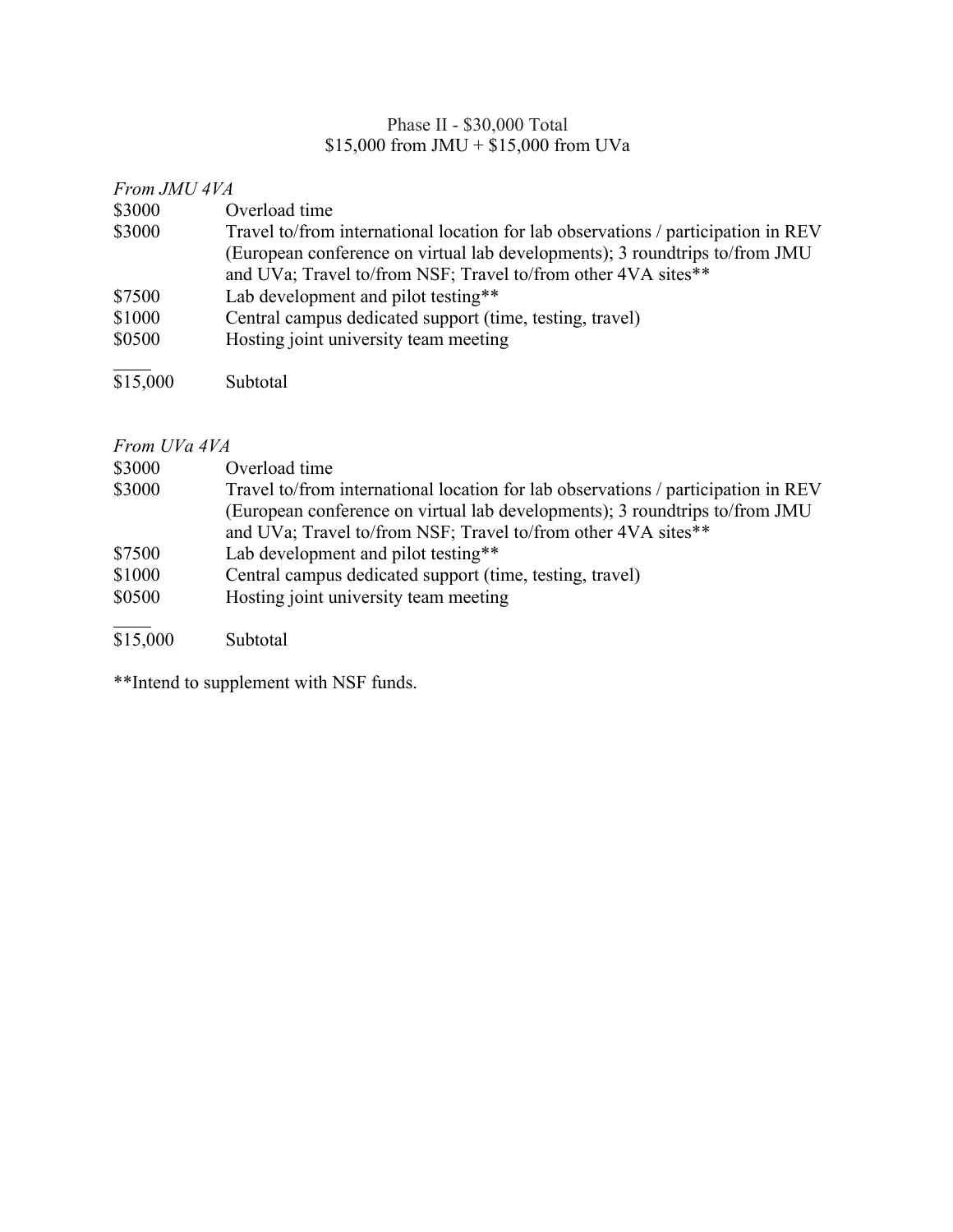Phase II - $30,000 Total
$15,000 from JMU + $15,000 from UVa

*From JMU 4VA*

| | |
|---|---|
| $3000 | Overload time |
| $3000 | Travel to/from international location for lab observations / participation in REV (European conference on virtual lab developments); 3 roundtrips to/from JMU and UVa; Travel to/from NSF; Travel to/from other 4VA sites** |
| $7500 | Lab development and pilot testing** |
| $1000 | Central campus dedicated support (time, testing, travel) |
| $0500 | Hosting joint university team meeting |
| $15,000 | Subtotal |

*From UVa 4VA*

| | |
|---|---|
| $3000 | Overload time |
| $3000 | Travel to/from international location for lab observations / participation in REV (European conference on virtual lab developments); 3 roundtrips to/from JMU and UVa; Travel to/from NSF; Travel to/from other 4VA sites** |
| $7500 | Lab development and pilot testing** |
| $1000 | Central campus dedicated support (time, testing, travel) |
| $0500 | Hosting joint university team meeting |
| $15,000 | Subtotal |

**Intend to supplement with NSF funds.